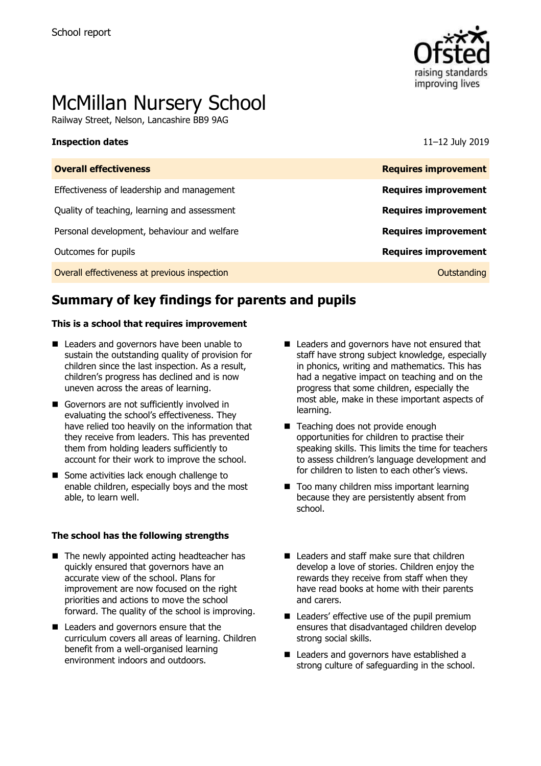School report

# McMillan Nursery School

Railway Street, Nelson, Lancashire BB9 9AG

**Inspection dates** 11–12 July 2019

| **Overall effectiveness** | **Requires improvement** |
| --- | --- |
| Effectiveness of leadership and management | **Requires improvement** |
| Quality of teaching, learning and assessment | **Requires improvement** |
| Personal development, behaviour and welfare | **Requires improvement** |
| Outcomes for pupils | **Requires improvement** |
| Overall effectiveness at previous inspection | Outstanding |

## Summary of key findings for parents and pupils

**This is a school that requires improvement**

- Leaders and governors have been unable to sustain the outstanding quality of provision for children since the last inspection. As a result, children's progress has declined and is now uneven across the areas of learning.
- Governors are not sufficiently involved in evaluating the school's effectiveness. They have relied too heavily on the information that they receive from leaders. This has prevented them from holding leaders sufficiently to account for their work to improve the school.
- Some activities lack enough challenge to enable children, especially boys and the most able, to learn well.
- Leaders and governors have not ensured that staff have strong subject knowledge, especially in phonics, writing and mathematics. This has had a negative impact on teaching and on the progress that some children, especially the most able, make in these important aspects of learning.
- Teaching does not provide enough opportunities for children to practise their speaking skills. This limits the time for teachers to assess children's language development and for children to listen to each other's views.
- Too many children miss important learning because they are persistently absent from school.

**The school has the following strengths**

- The newly appointed acting headteacher has quickly ensured that governors have an accurate view of the school. Plans for improvement are now focused on the right priorities and actions to move the school forward. The quality of the school is improving.
- Leaders and governors ensure that the curriculum covers all areas of learning. Children benefit from a well-organised learning environment indoors and outdoors.
- Leaders and staff make sure that children develop a love of stories. Children enjoy the rewards they receive from staff when they have read books at home with their parents and carers.
- Leaders' effective use of the pupil premium ensures that disadvantaged children develop strong social skills.
- Leaders and governors have established a strong culture of safeguarding in the school.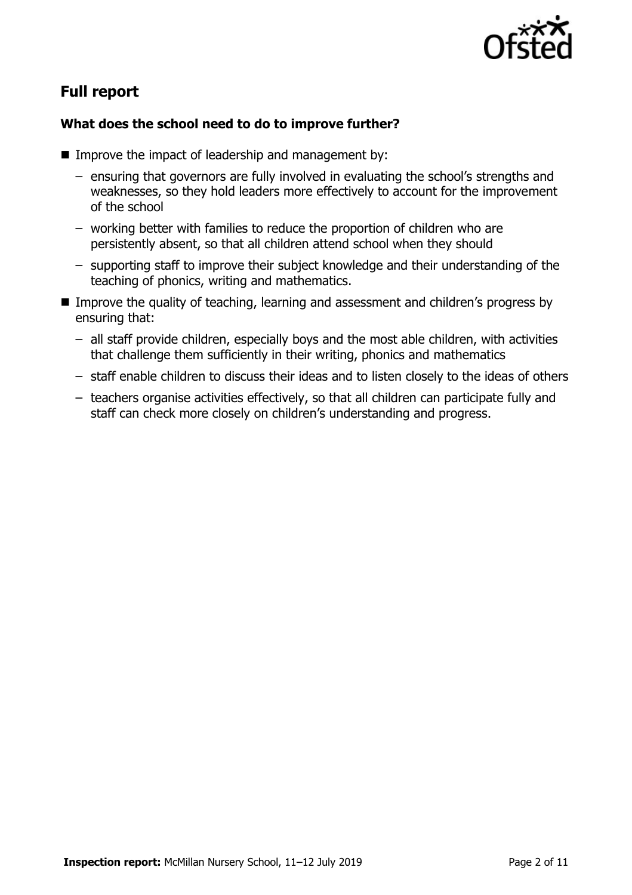## Full report

### What does the school need to do to improve further?

- Improve the impact of leadership and management by:
  - ensuring that governors are fully involved in evaluating the school's strengths and weaknesses, so they hold leaders more effectively to account for the improvement of the school
  - working better with families to reduce the proportion of children who are persistently absent, so that all children attend school when they should
  - supporting staff to improve their subject knowledge and their understanding of the teaching of phonics, writing and mathematics.
- Improve the quality of teaching, learning and assessment and children's progress by ensuring that:
  - all staff provide children, especially boys and the most able children, with activities that challenge them sufficiently in their writing, phonics and mathematics
  - staff enable children to discuss their ideas and to listen closely to the ideas of others
  - teachers organise activities effectively, so that all children can participate fully and staff can check more closely on children's understanding and progress.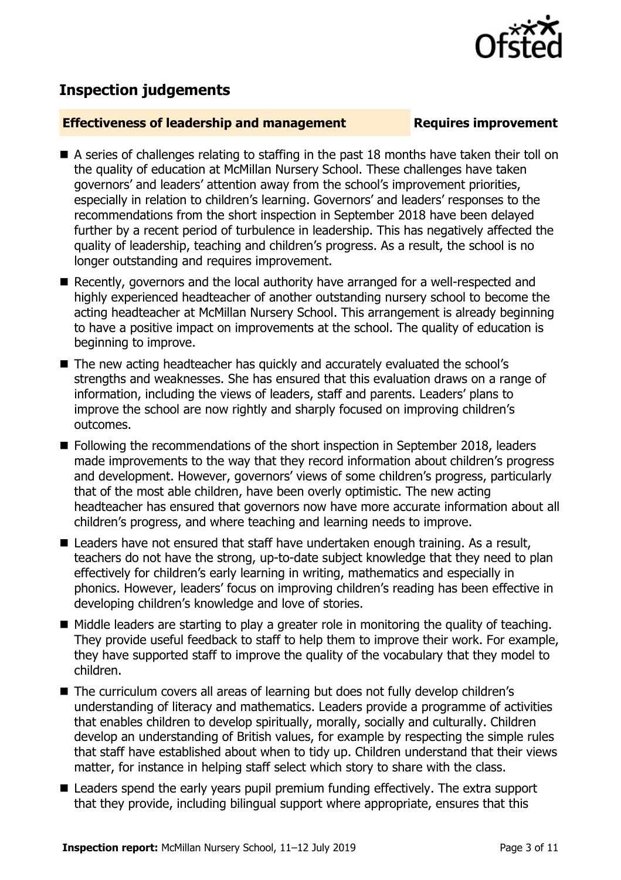## Inspection judgements

**Effectiveness of leadership and management** **Requires improvement**

- A series of challenges relating to staffing in the past 18 months have taken their toll on the quality of education at McMillan Nursery School. These challenges have taken governors' and leaders' attention away from the school's improvement priorities, especially in relation to children's learning. Governors' and leaders' responses to the recommendations from the short inspection in September 2018 have been delayed further by a recent period of turbulence in leadership. This has negatively affected the quality of leadership, teaching and children's progress. As a result, the school is no longer outstanding and requires improvement.
- Recently, governors and the local authority have arranged for a well-respected and highly experienced headteacher of another outstanding nursery school to become the acting headteacher at McMillan Nursery School. This arrangement is already beginning to have a positive impact on improvements at the school. The quality of education is beginning to improve.
- The new acting headteacher has quickly and accurately evaluated the school's strengths and weaknesses. She has ensured that this evaluation draws on a range of information, including the views of leaders, staff and parents. Leaders' plans to improve the school are now rightly and sharply focused on improving children's outcomes.
- Following the recommendations of the short inspection in September 2018, leaders made improvements to the way that they record information about children's progress and development. However, governors' views of some children's progress, particularly that of the most able children, have been overly optimistic. The new acting headteacher has ensured that governors now have more accurate information about all children's progress, and where teaching and learning needs to improve.
- Leaders have not ensured that staff have undertaken enough training. As a result, teachers do not have the strong, up-to-date subject knowledge that they need to plan effectively for children's early learning in writing, mathematics and especially in phonics. However, leaders' focus on improving children's reading has been effective in developing children's knowledge and love of stories.
- Middle leaders are starting to play a greater role in monitoring the quality of teaching. They provide useful feedback to staff to help them to improve their work. For example, they have supported staff to improve the quality of the vocabulary that they model to children.
- The curriculum covers all areas of learning but does not fully develop children's understanding of literacy and mathematics. Leaders provide a programme of activities that enables children to develop spiritually, morally, socially and culturally. Children develop an understanding of British values, for example by respecting the simple rules that staff have established about when to tidy up. Children understand that their views matter, for instance in helping staff select which story to share with the class.
- Leaders spend the early years pupil premium funding effectively. The extra support that they provide, including bilingual support where appropriate, ensures that this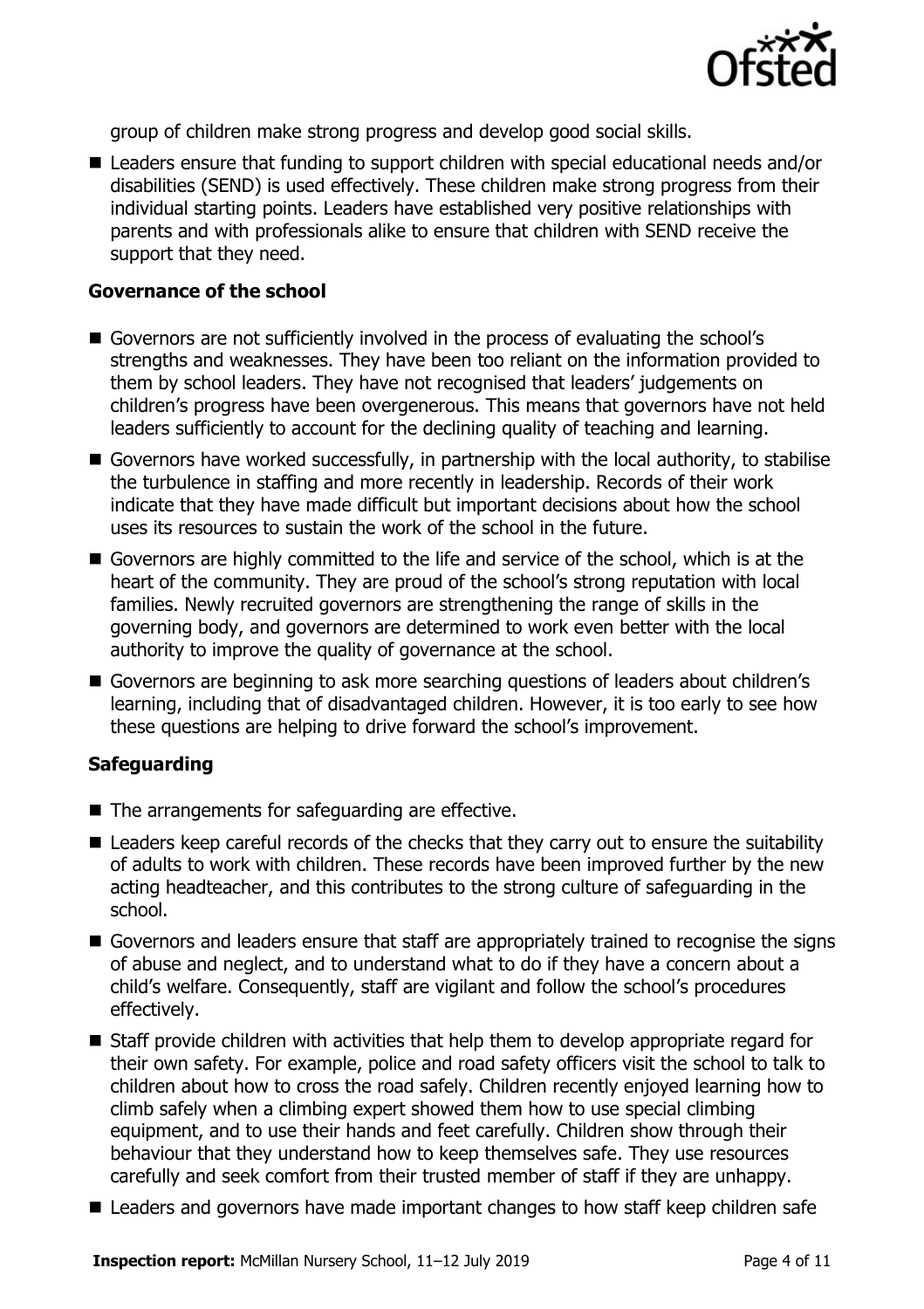group of children make strong progress and develop good social skills.

- Leaders ensure that funding to support children with special educational needs and/or disabilities (SEND) is used effectively. These children make strong progress from their individual starting points. Leaders have established very positive relationships with parents and with professionals alike to ensure that children with SEND receive the support that they need.

### Governance of the school

- Governors are not sufficiently involved in the process of evaluating the school's strengths and weaknesses. They have been too reliant on the information provided to them by school leaders. They have not recognised that leaders' judgements on children's progress have been overgenerous. This means that governors have not held leaders sufficiently to account for the declining quality of teaching and learning.
- Governors have worked successfully, in partnership with the local authority, to stabilise the turbulence in staffing and more recently in leadership. Records of their work indicate that they have made difficult but important decisions about how the school uses its resources to sustain the work of the school in the future.
- Governors are highly committed to the life and service of the school, which is at the heart of the community. They are proud of the school's strong reputation with local families. Newly recruited governors are strengthening the range of skills in the governing body, and governors are determined to work even better with the local authority to improve the quality of governance at the school.
- Governors are beginning to ask more searching questions of leaders about children's learning, including that of disadvantaged children. However, it is too early to see how these questions are helping to drive forward the school's improvement.

### Safeguarding

- The arrangements for safeguarding are effective.
- Leaders keep careful records of the checks that they carry out to ensure the suitability of adults to work with children. These records have been improved further by the new acting headteacher, and this contributes to the strong culture of safeguarding in the school.
- Governors and leaders ensure that staff are appropriately trained to recognise the signs of abuse and neglect, and to understand what to do if they have a concern about a child's welfare. Consequently, staff are vigilant and follow the school's procedures effectively.
- Staff provide children with activities that help them to develop appropriate regard for their own safety. For example, police and road safety officers visit the school to talk to children about how to cross the road safely. Children recently enjoyed learning how to climb safely when a climbing expert showed them how to use special climbing equipment, and to use their hands and feet carefully. Children show through their behaviour that they understand how to keep themselves safe. They use resources carefully and seek comfort from their trusted member of staff if they are unhappy.
- Leaders and governors have made important changes to how staff keep children safe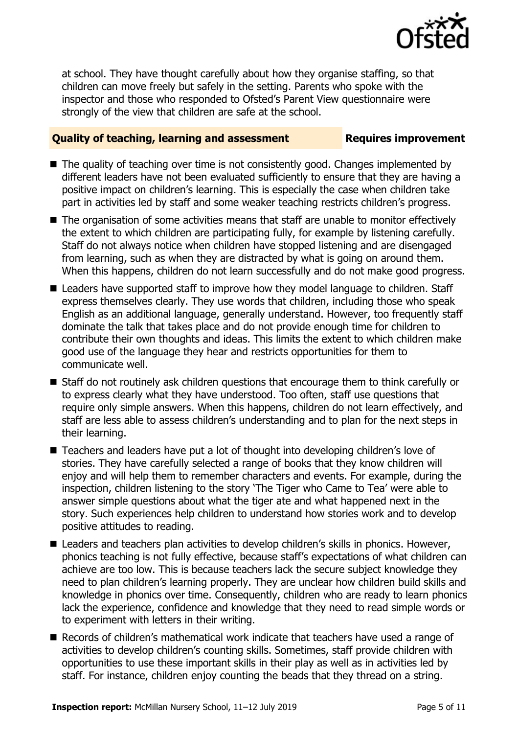at school. They have thought carefully about how they organise staffing, so that children can move freely but safely in the setting. Parents who spoke with the inspector and those who responded to Ofsted's Parent View questionnaire were strongly of the view that children are safe at the school.

## Quality of teaching, learning and assessment — Requires improvement

- The quality of teaching over time is not consistently good. Changes implemented by different leaders have not been evaluated sufficiently to ensure that they are having a positive impact on children's learning. This is especially the case when children take part in activities led by staff and some weaker teaching restricts children's progress.
- The organisation of some activities means that staff are unable to monitor effectively the extent to which children are participating fully, for example by listening carefully. Staff do not always notice when children have stopped listening and are disengaged from learning, such as when they are distracted by what is going on around them. When this happens, children do not learn successfully and do not make good progress.
- Leaders have supported staff to improve how they model language to children. Staff express themselves clearly. They use words that children, including those who speak English as an additional language, generally understand. However, too frequently staff dominate the talk that takes place and do not provide enough time for children to contribute their own thoughts and ideas. This limits the extent to which children make good use of the language they hear and restricts opportunities for them to communicate well.
- Staff do not routinely ask children questions that encourage them to think carefully or to express clearly what they have understood. Too often, staff use questions that require only simple answers. When this happens, children do not learn effectively, and staff are less able to assess children's understanding and to plan for the next steps in their learning.
- Teachers and leaders have put a lot of thought into developing children's love of stories. They have carefully selected a range of books that they know children will enjoy and will help them to remember characters and events. For example, during the inspection, children listening to the story 'The Tiger who Came to Tea' were able to answer simple questions about what the tiger ate and what happened next in the story. Such experiences help children to understand how stories work and to develop positive attitudes to reading.
- Leaders and teachers plan activities to develop children's skills in phonics. However, phonics teaching is not fully effective, because staff's expectations of what children can achieve are too low. This is because teachers lack the secure subject knowledge they need to plan children's learning properly. They are unclear how children build skills and knowledge in phonics over time. Consequently, children who are ready to learn phonics lack the experience, confidence and knowledge that they need to read simple words or to experiment with letters in their writing.
- Records of children's mathematical work indicate that teachers have used a range of activities to develop children's counting skills. Sometimes, staff provide children with opportunities to use these important skills in their play as well as in activities led by staff. For instance, children enjoy counting the beads that they thread on a string.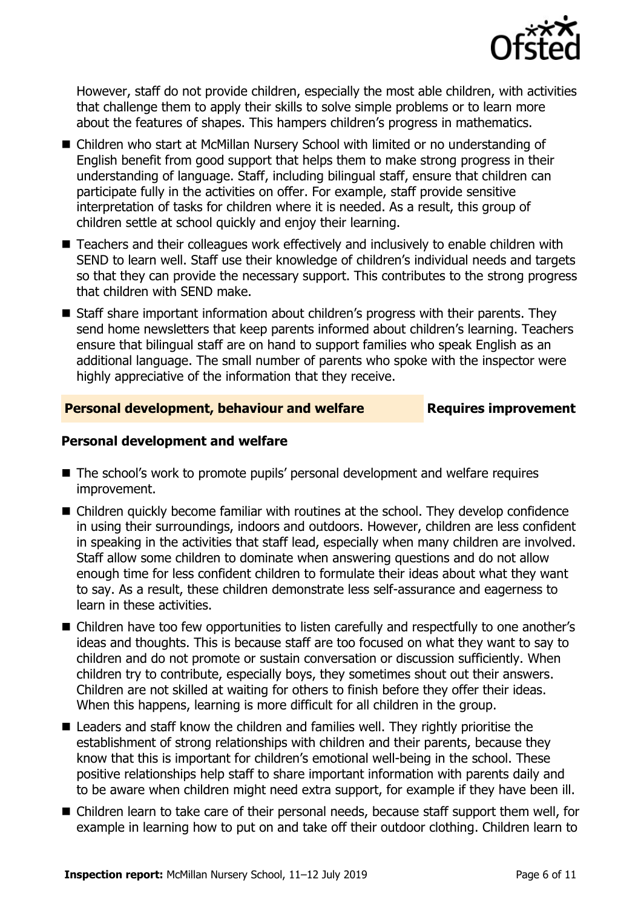However, staff do not provide children, especially the most able children, with activities that challenge them to apply their skills to solve simple problems or to learn more about the features of shapes. This hampers children's progress in mathematics.

- Children who start at McMillan Nursery School with limited or no understanding of English benefit from good support that helps them to make strong progress in their understanding of language. Staff, including bilingual staff, ensure that children can participate fully in the activities on offer. For example, staff provide sensitive interpretation of tasks for children where it is needed. As a result, this group of children settle at school quickly and enjoy their learning.
- Teachers and their colleagues work effectively and inclusively to enable children with SEND to learn well. Staff use their knowledge of children's individual needs and targets so that they can provide the necessary support. This contributes to the strong progress that children with SEND make.
- Staff share important information about children's progress with their parents. They send home newsletters that keep parents informed about children's learning. Teachers ensure that bilingual staff are on hand to support families who speak English as an additional language. The small number of parents who spoke with the inspector were highly appreciative of the information that they receive.

## Personal development, behaviour and welfare — Requires improvement

### Personal development and welfare

- The school's work to promote pupils' personal development and welfare requires improvement.
- Children quickly become familiar with routines at the school. They develop confidence in using their surroundings, indoors and outdoors. However, children are less confident in speaking in the activities that staff lead, especially when many children are involved. Staff allow some children to dominate when answering questions and do not allow enough time for less confident children to formulate their ideas about what they want to say. As a result, these children demonstrate less self-assurance and eagerness to learn in these activities.
- Children have too few opportunities to listen carefully and respectfully to one another's ideas and thoughts. This is because staff are too focused on what they want to say to children and do not promote or sustain conversation or discussion sufficiently. When children try to contribute, especially boys, they sometimes shout out their answers. Children are not skilled at waiting for others to finish before they offer their ideas. When this happens, learning is more difficult for all children in the group.
- Leaders and staff know the children and families well. They rightly prioritise the establishment of strong relationships with children and their parents, because they know that this is important for children's emotional well-being in the school. These positive relationships help staff to share important information with parents daily and to be aware when children might need extra support, for example if they have been ill.
- Children learn to take care of their personal needs, because staff support them well, for example in learning how to put on and take off their outdoor clothing. Children learn to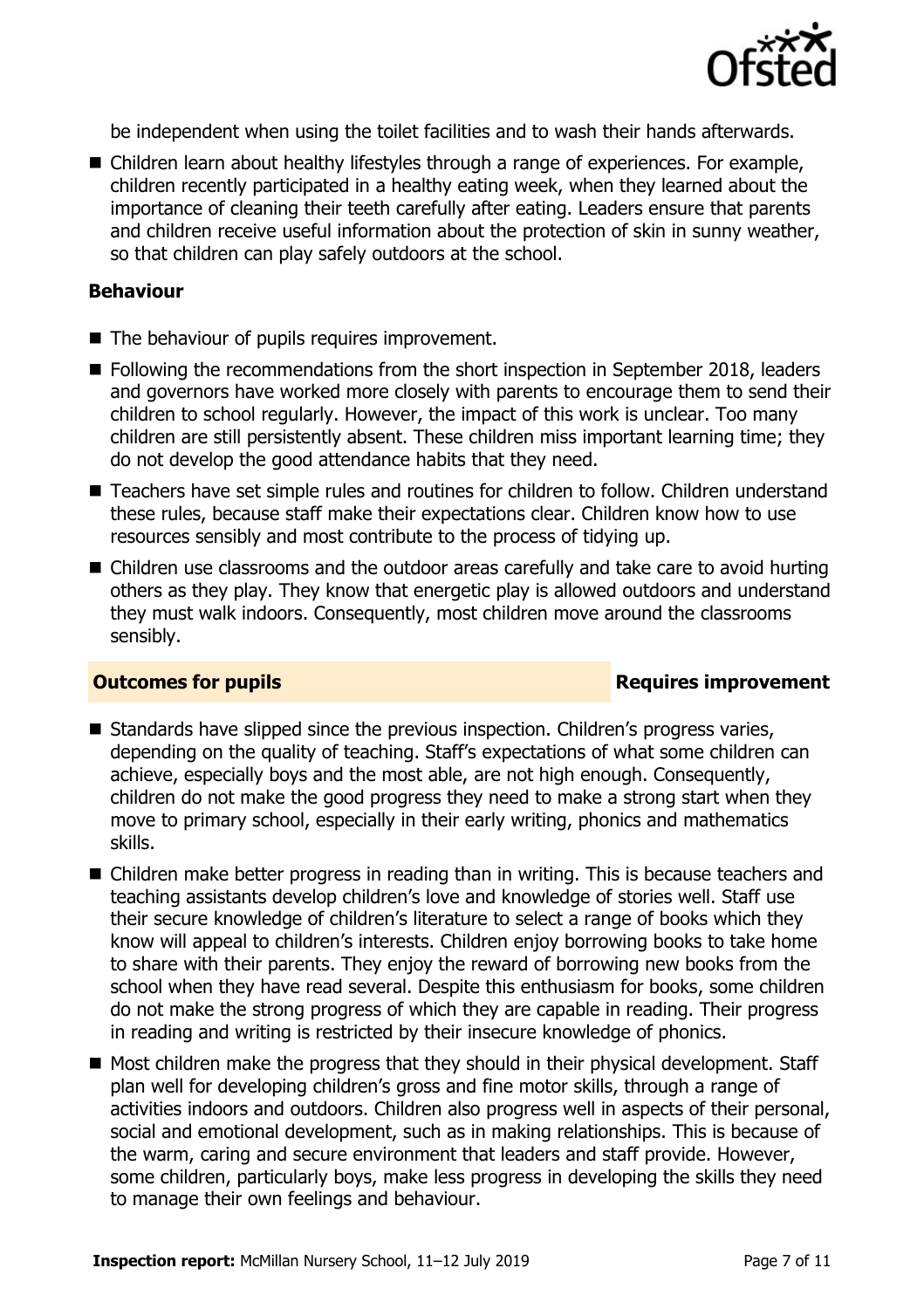be independent when using the toilet facilities and to wash their hands afterwards.

- Children learn about healthy lifestyles through a range of experiences. For example, children recently participated in a healthy eating week, when they learned about the importance of cleaning their teeth carefully after eating. Leaders ensure that parents and children receive useful information about the protection of skin in sunny weather, so that children can play safely outdoors at the school.

### Behaviour

- The behaviour of pupils requires improvement.
- Following the recommendations from the short inspection in September 2018, leaders and governors have worked more closely with parents to encourage them to send their children to school regularly. However, the impact of this work is unclear. Too many children are still persistently absent. These children miss important learning time; they do not develop the good attendance habits that they need.
- Teachers have set simple rules and routines for children to follow. Children understand these rules, because staff make their expectations clear. Children know how to use resources sensibly and most contribute to the process of tidying up.
- Children use classrooms and the outdoor areas carefully and take care to avoid hurting others as they play. They know that energetic play is allowed outdoors and understand they must walk indoors. Consequently, most children move around the classrooms sensibly.

## Outcomes for pupils — Requires improvement

- Standards have slipped since the previous inspection. Children's progress varies, depending on the quality of teaching. Staff's expectations of what some children can achieve, especially boys and the most able, are not high enough. Consequently, children do not make the good progress they need to make a strong start when they move to primary school, especially in their early writing, phonics and mathematics skills.
- Children make better progress in reading than in writing. This is because teachers and teaching assistants develop children's love and knowledge of stories well. Staff use their secure knowledge of children's literature to select a range of books which they know will appeal to children's interests. Children enjoy borrowing books to take home to share with their parents. They enjoy the reward of borrowing new books from the school when they have read several. Despite this enthusiasm for books, some children do not make the strong progress of which they are capable in reading. Their progress in reading and writing is restricted by their insecure knowledge of phonics.
- Most children make the progress that they should in their physical development. Staff plan well for developing children's gross and fine motor skills, through a range of activities indoors and outdoors. Children also progress well in aspects of their personal, social and emotional development, such as in making relationships. This is because of the warm, caring and secure environment that leaders and staff provide. However, some children, particularly boys, make less progress in developing the skills they need to manage their own feelings and behaviour.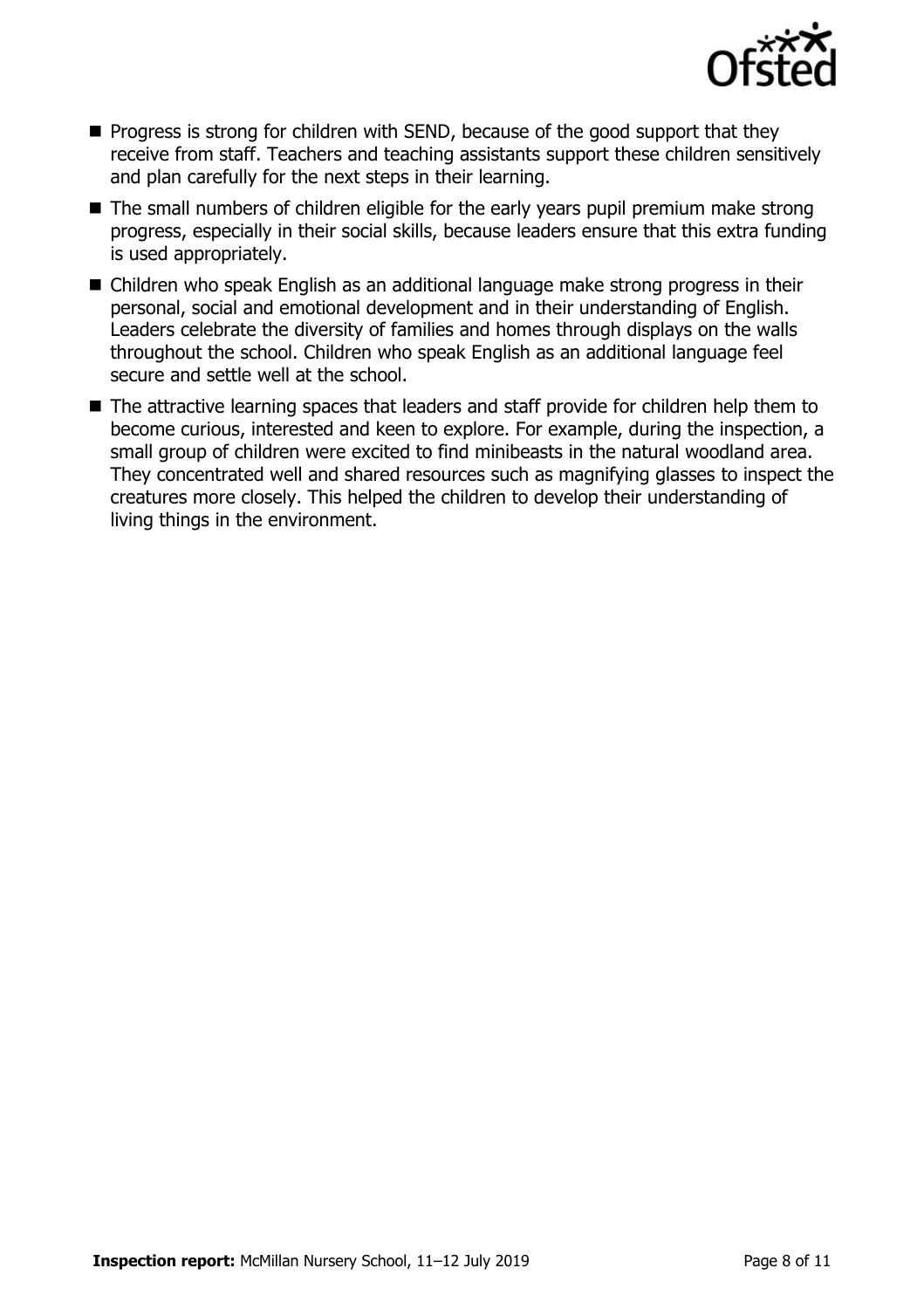- Progress is strong for children with SEND, because of the good support that they receive from staff. Teachers and teaching assistants support these children sensitively and plan carefully for the next steps in their learning.
- The small numbers of children eligible for the early years pupil premium make strong progress, especially in their social skills, because leaders ensure that this extra funding is used appropriately.
- Children who speak English as an additional language make strong progress in their personal, social and emotional development and in their understanding of English. Leaders celebrate the diversity of families and homes through displays on the walls throughout the school. Children who speak English as an additional language feel secure and settle well at the school.
- The attractive learning spaces that leaders and staff provide for children help them to become curious, interested and keen to explore. For example, during the inspection, a small group of children were excited to find minibeasts in the natural woodland area. They concentrated well and shared resources such as magnifying glasses to inspect the creatures more closely. This helped the children to develop their understanding of living things in the environment.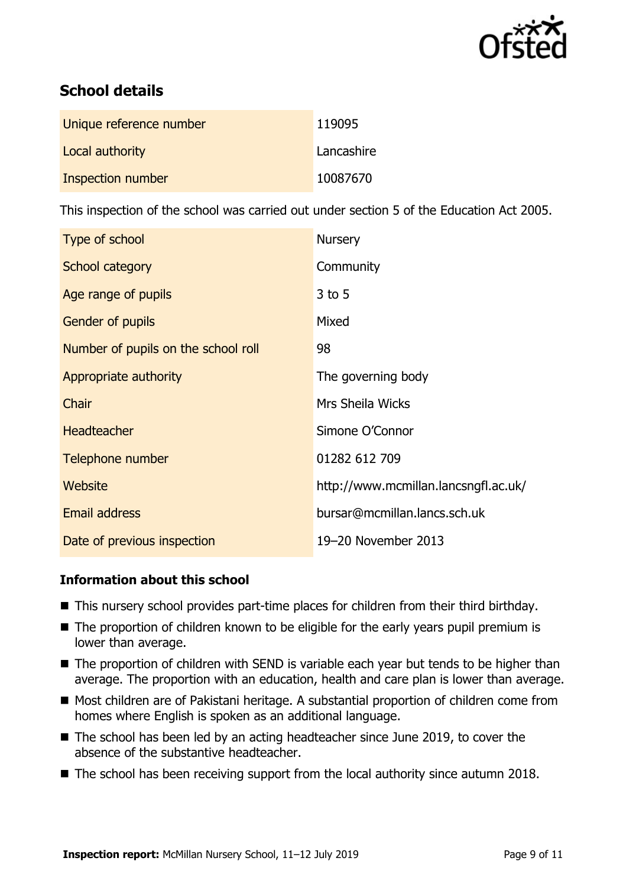## School details

| | |
|---|---|
| Unique reference number | 119095 |
| Local authority | Lancashire |
| Inspection number | 10087670 |

This inspection of the school was carried out under section 5 of the Education Act 2005.

| | |
|---|---|
| Type of school | Nursery |
| School category | Community |
| Age range of pupils | 3 to 5 |
| Gender of pupils | Mixed |
| Number of pupils on the school roll | 98 |
| Appropriate authority | The governing body |
| Chair | Mrs Sheila Wicks |
| Headteacher | Simone O'Connor |
| Telephone number | 01282 612 709 |
| Website | http://www.mcmillan.lancsngfl.ac.uk/ |
| Email address | bursar@mcmillan.lancs.sch.uk |
| Date of previous inspection | 19–20 November 2013 |

### Information about this school

- This nursery school provides part-time places for children from their third birthday.
- The proportion of children known to be eligible for the early years pupil premium is lower than average.
- The proportion of children with SEND is variable each year but tends to be higher than average. The proportion with an education, health and care plan is lower than average.
- Most children are of Pakistani heritage. A substantial proportion of children come from homes where English is spoken as an additional language.
- The school has been led by an acting headteacher since June 2019, to cover the absence of the substantive headteacher.
- The school has been receiving support from the local authority since autumn 2018.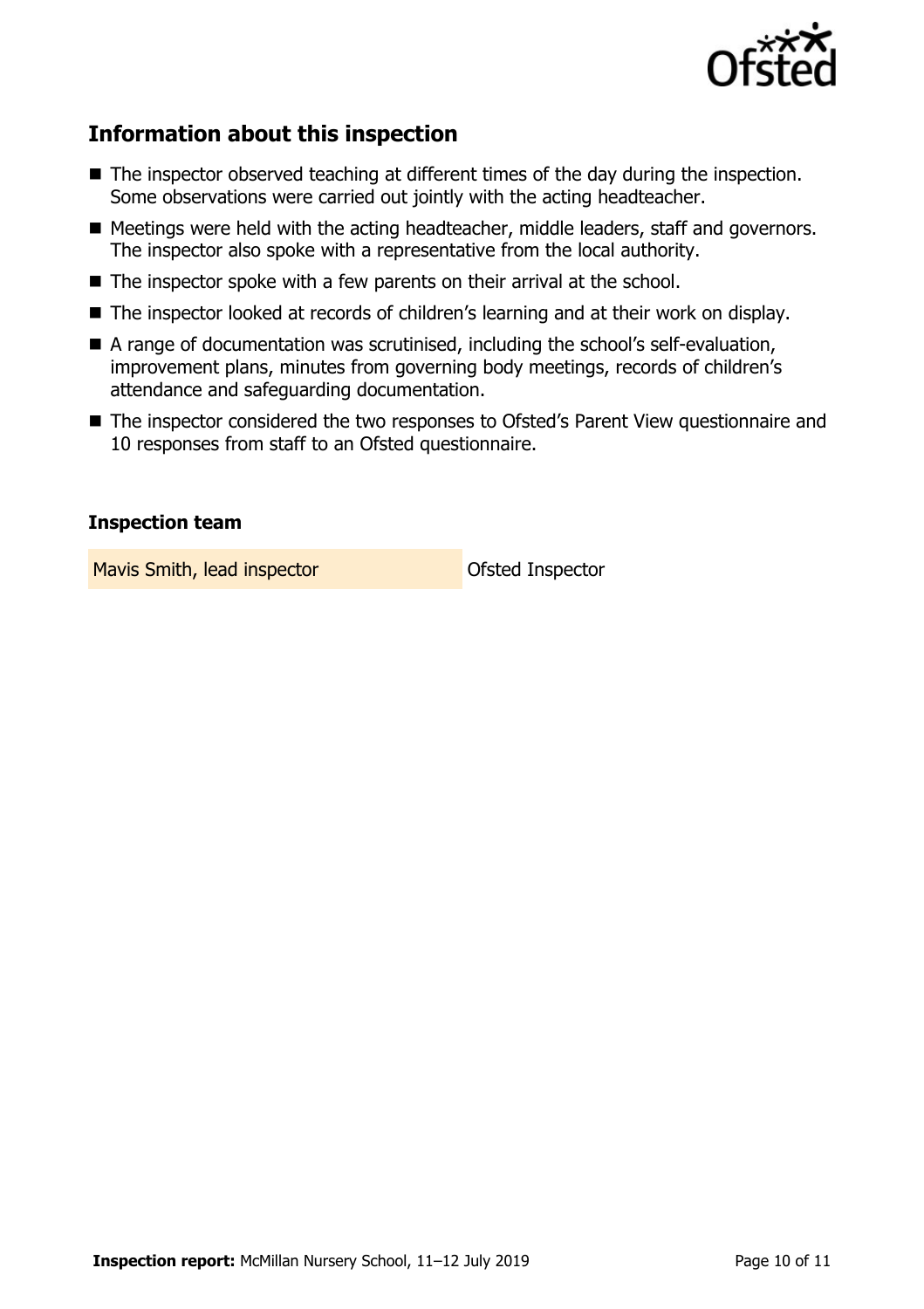## Information about this inspection

- The inspector observed teaching at different times of the day during the inspection. Some observations were carried out jointly with the acting headteacher.
- Meetings were held with the acting headteacher, middle leaders, staff and governors. The inspector also spoke with a representative from the local authority.
- The inspector spoke with a few parents on their arrival at the school.
- The inspector looked at records of children's learning and at their work on display.
- A range of documentation was scrutinised, including the school's self-evaluation, improvement plans, minutes from governing body meetings, records of children's attendance and safeguarding documentation.
- The inspector considered the two responses to Ofsted's Parent View questionnaire and 10 responses from staff to an Ofsted questionnaire.

### Inspection team

| | |
|---|---|
| Mavis Smith, lead inspector | Ofsted Inspector |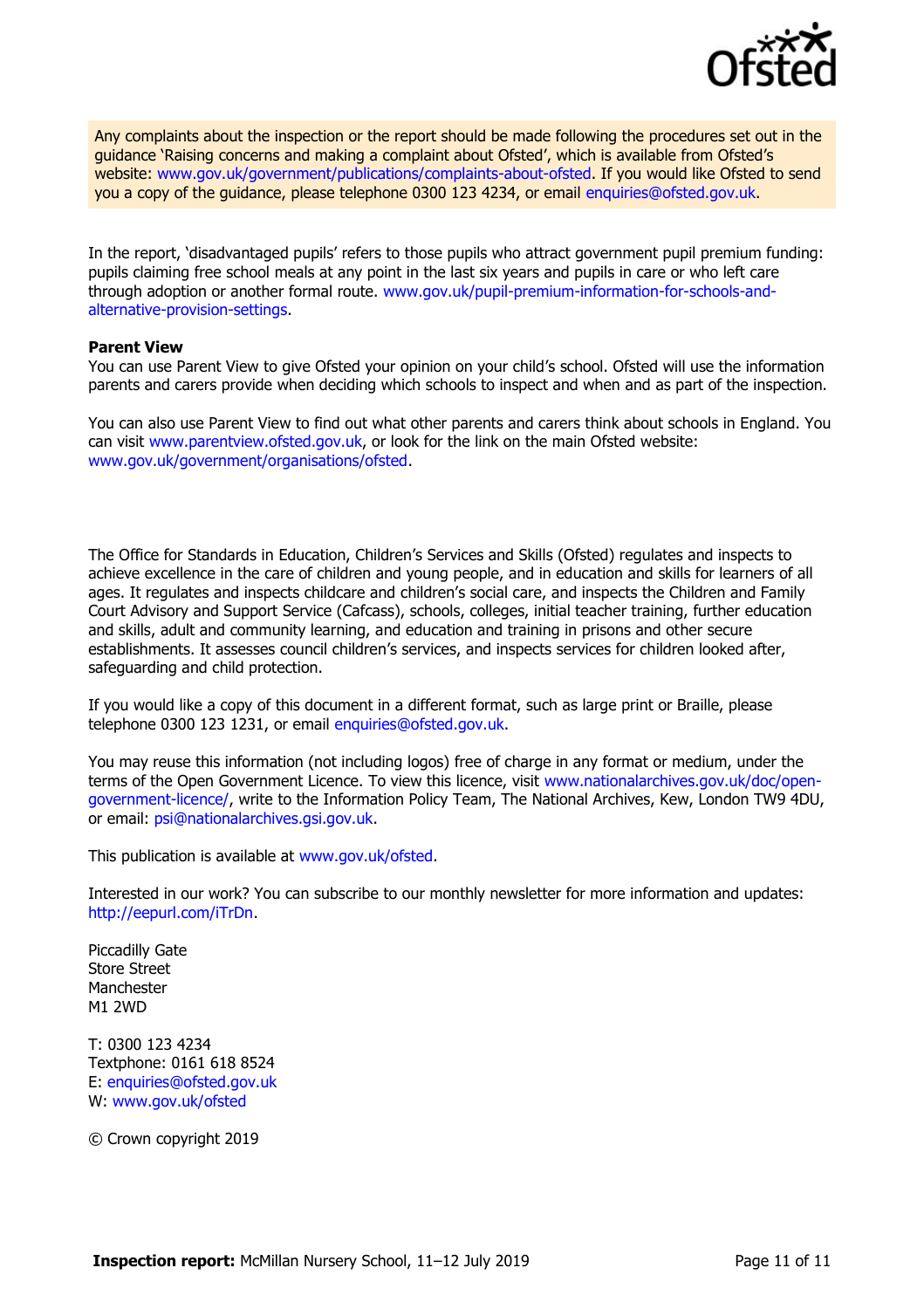Any complaints about the inspection or the report should be made following the procedures set out in the guidance 'Raising concerns and making a complaint about Ofsted', which is available from Ofsted's website: www.gov.uk/government/publications/complaints-about-ofsted. If you would like Ofsted to send you a copy of the guidance, please telephone 0300 123 4234, or email enquiries@ofsted.gov.uk.

In the report, 'disadvantaged pupils' refers to those pupils who attract government pupil premium funding: pupils claiming free school meals at any point in the last six years and pupils in care or who left care through adoption or another formal route. www.gov.uk/pupil-premium-information-for-schools-and-alternative-provision-settings.

**Parent View**
You can use Parent View to give Ofsted your opinion on your child's school. Ofsted will use the information parents and carers provide when deciding which schools to inspect and when and as part of the inspection.

You can also use Parent View to find out what other parents and carers think about schools in England. You can visit www.parentview.ofsted.gov.uk, or look for the link on the main Ofsted website: www.gov.uk/government/organisations/ofsted.

The Office for Standards in Education, Children's Services and Skills (Ofsted) regulates and inspects to achieve excellence in the care of children and young people, and in education and skills for learners of all ages. It regulates and inspects childcare and children's social care, and inspects the Children and Family Court Advisory and Support Service (Cafcass), schools, colleges, initial teacher training, further education and skills, adult and community learning, and education and training in prisons and other secure establishments. It assesses council children's services, and inspects services for children looked after, safeguarding and child protection.

If you would like a copy of this document in a different format, such as large print or Braille, please telephone 0300 123 1231, or email enquiries@ofsted.gov.uk.

You may reuse this information (not including logos) free of charge in any format or medium, under the terms of the Open Government Licence. To view this licence, visit www.nationalarchives.gov.uk/doc/open-government-licence/, write to the Information Policy Team, The National Archives, Kew, London TW9 4DU, or email: psi@nationalarchives.gsi.gov.uk.

This publication is available at www.gov.uk/ofsted.

Interested in our work? You can subscribe to our monthly newsletter for more information and updates: http://eepurl.com/iTrDn.

Piccadilly Gate
Store Street
Manchester
M1 2WD

T: 0300 123 4234
Textphone: 0161 618 8524
E: enquiries@ofsted.gov.uk
W: www.gov.uk/ofsted

© Crown copyright 2019